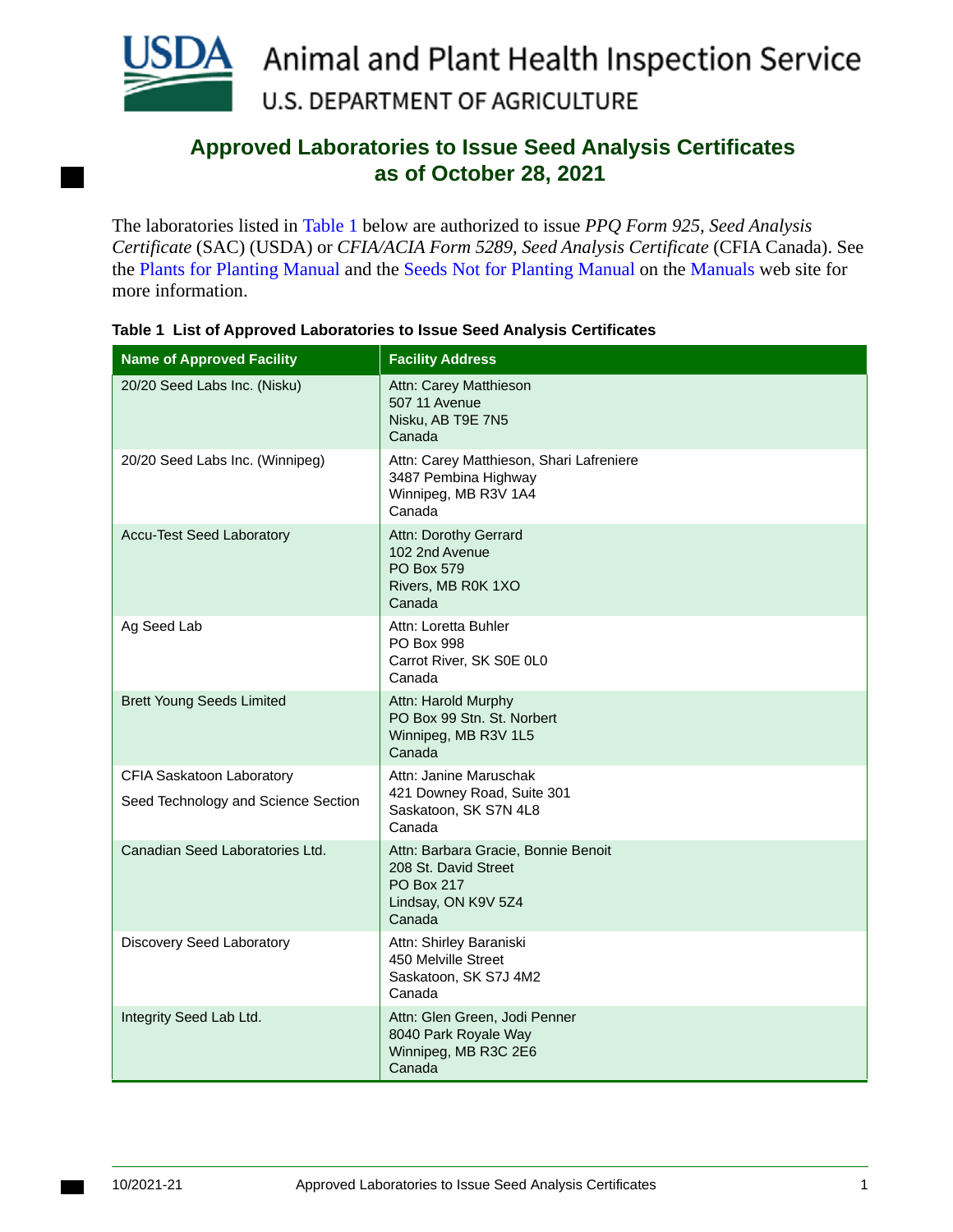# Approved Laboratories to Issue Seed Analysis Certificates as of October 28, 2021

The laboratories listed in Table 1 below are authorized to issue *PPQ Form 925, Seed Analysis Certificate* (SAC) (USDA) or *CFIA/ACIA Form 5289, Seed Analysis Certificate* (CFIA Canada). See the Plants for Planting Manual and the Seeds Not for Planting Manual on the Manuals web site for more information.

**Table 1 List of Approved Laboratories to Issue Seed Analysis Certificates**

| Name of Approved Facility | Facility Address |
| --- | --- |
| 20/20 Seed Labs Inc. (Nisku) | Attn: Carey Matthieson<br>507 11 Avenue<br>Nisku, AB T9E 7N5<br>Canada |
| 20/20 Seed Labs Inc. (Winnipeg) | Attn: Carey Matthieson, Shari Lafreniere<br>3487 Pembina Highway<br>Winnipeg, MB R3V 1A4<br>Canada |
| Accu-Test Seed Laboratory | Attn: Dorothy Gerrard<br>102 2nd Avenue<br>PO Box 579<br>Rivers, MB R0K 1XO<br>Canada |
| Ag Seed Lab | Attn: Loretta Buhler<br>PO Box 998<br>Carrot River, SK S0E 0L0<br>Canada |
| Brett Young Seeds Limited | Attn: Harold Murphy<br>PO Box 99 Stn. St. Norbert<br>Winnipeg, MB R3V 1L5<br>Canada |
| CFIA Saskatoon Laboratory<br>Seed Technology and Science Section | Attn: Janine Maruschak<br>421 Downey Road, Suite 301<br>Saskatoon, SK S7N 4L8<br>Canada |
| Canadian Seed Laboratories Ltd. | Attn: Barbara Gracie, Bonnie Benoit<br>208 St. David Street<br>PO Box 217<br>Lindsay, ON K9V 5Z4<br>Canada |
| Discovery Seed Laboratory | Attn: Shirley Baraniski<br>450 Melville Street<br>Saskatoon, SK S7J 4M2<br>Canada |
| Integrity Seed Lab Ltd. | Attn: Glen Green, Jodi Penner<br>8040 Park Royale Way<br>Winnipeg, MB R3C 2E6<br>Canada |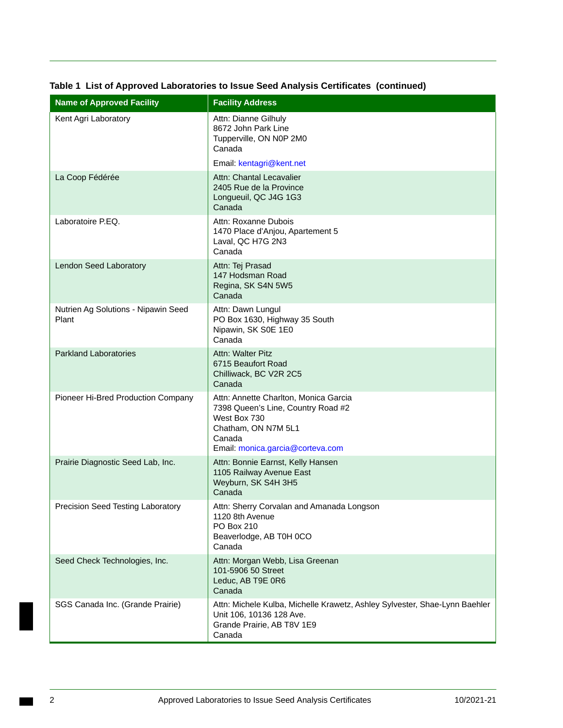**Table 1 List of Approved Laboratories to Issue Seed Analysis Certificates (continued)**

| Name of Approved Facility | Facility Address |
|---|---|
| Kent Agri Laboratory | Attn: Dianne Gilhuly<br>8672 John Park Line<br>Tupperville, ON N0P 2M0<br>Canada<br>Email: kentagri@kent.net |
| La Coop Fédérée | Attn: Chantal Lecavalier<br>2405 Rue de la Province<br>Longueuil, QC J4G 1G3<br>Canada |
| Laboratoire P.EQ. | Attn: Roxanne Dubois<br>1470 Place d'Anjou, Apartement 5<br>Laval, QC H7G 2N3<br>Canada |
| Lendon Seed Laboratory | Attn: Tej Prasad<br>147 Hodsman Road<br>Regina, SK S4N 5W5<br>Canada |
| Nutrien Ag Solutions - Nipawin Seed Plant | Attn: Dawn Lungul<br>PO Box 1630, Highway 35 South<br>Nipawin, SK S0E 1E0<br>Canada |
| Parkland Laboratories | Attn: Walter Pitz<br>6715 Beaufort Road<br>Chilliwack, BC V2R 2C5<br>Canada |
| Pioneer Hi-Bred Production Company | Attn: Annette Charlton, Monica Garcia<br>7398 Queen's Line, Country Road #2<br>West Box 730<br>Chatham, ON N7M 5L1<br>Canada<br>Email: monica.garcia@corteva.com |
| Prairie Diagnostic Seed Lab, Inc. | Attn: Bonnie Earnst, Kelly Hansen<br>1105 Railway Avenue East<br>Weyburn, SK S4H 3H5<br>Canada |
| Precision Seed Testing Laboratory | Attn: Sherry Corvalan and Amanada Longson<br>1120 8th Avenue<br>PO Box 210<br>Beaverlodge, AB T0H 0CO<br>Canada |
| Seed Check Technologies, Inc. | Attn: Morgan Webb, Lisa Greenan<br>101-5906 50 Street<br>Leduc, AB T9E 0R6<br>Canada |
| SGS Canada Inc. (Grande Prairie) | Attn: Michele Kulba, Michelle Krawetz, Ashley Sylvester, Shae-Lynn Baehler<br>Unit 106, 10136 128 Ave.<br>Grande Prairie, AB T8V 1E9<br>Canada |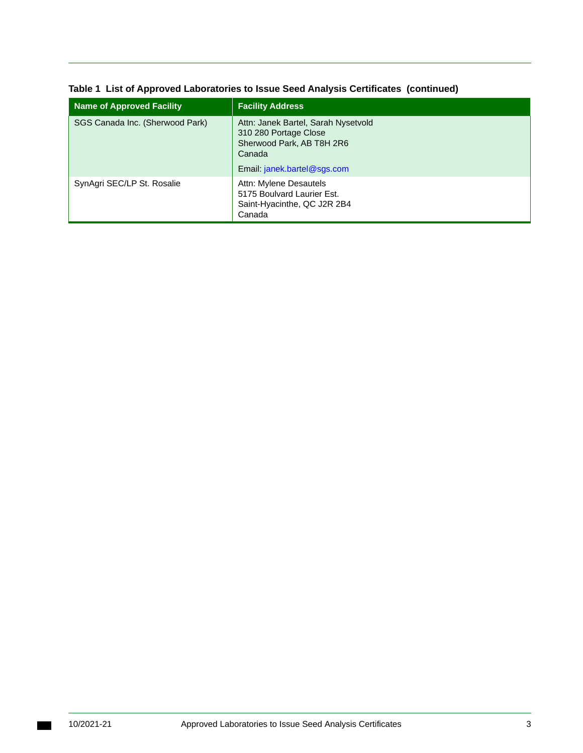**Table 1 List of Approved Laboratories to Issue Seed Analysis Certificates (continued)**

| Name of Approved Facility | Facility Address |
| --- | --- |
| SGS Canada Inc. (Sherwood Park) | Attn: Janek Bartel, Sarah Nysetvold<br>310 280 Portage Close<br>Sherwood Park, AB T8H 2R6<br>Canada<br><br>Email: janek.bartel@sgs.com |
| SynAgri SEC/LP St. Rosalie | Attn: Mylene Desautels<br>5175 Boulvard Laurier Est.<br>Saint-Hyacinthe, QC J2R 2B4<br>Canada |